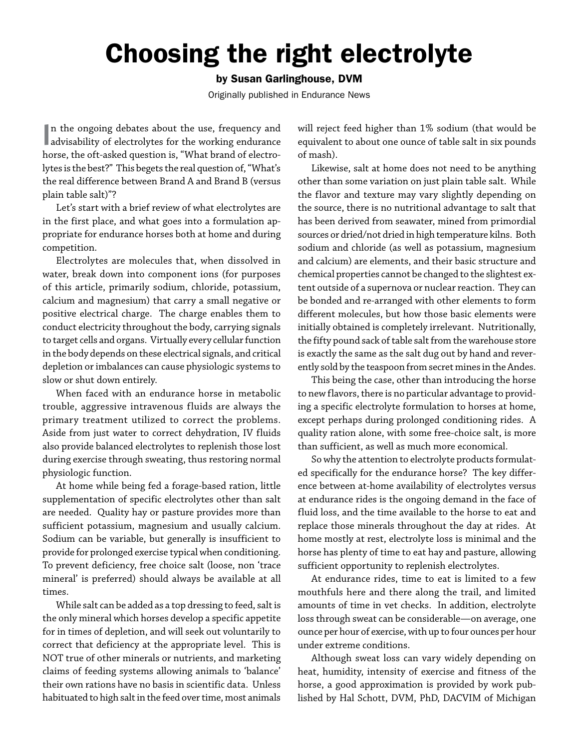# Choosing the right electrolyte

**by Susan Garlinghouse, DVM**

Originally published in Endurance News

In the ongoing debates about the use, frequency and advisability of electrolytes for the working endurance horse, the oft-asked question is, "What brand of electrolytes is the best?" This begets the real question of, "What's the real difference between Brand A and Brand B (versus plain table salt)"?

Let's start with a brief review of what electrolytes are in the first place, and what goes into a formulation appropriate for endurance horses both at home and during competition.

Electrolytes are molecules that, when dissolved in water, break down into component ions (for purposes of this article, primarily sodium, chloride, potassium, calcium and magnesium) that carry a small negative or positive electrical charge. The charge enables them to conduct electricity throughout the body, carrying signals to target cells and organs. Virtually every cellular function in the body depends on these electrical signals, and critical depletion or imbalances can cause physiologic systems to slow or shut down entirely.

When faced with an endurance horse in metabolic trouble, aggressive intravenous fluids are always the primary treatment utilized to correct the problems. Aside from just water to correct dehydration, IV fluids also provide balanced electrolytes to replenish those lost during exercise through sweating, thus restoring normal physiologic function.

At home while being fed a forage-based ration, little supplementation of specific electrolytes other than salt are needed. Quality hay or pasture provides more than sufficient potassium, magnesium and usually calcium. Sodium can be variable, but generally is insufficient to provide for prolonged exercise typical when conditioning. To prevent deficiency, free choice salt (loose, non 'trace mineral' is preferred) should always be available at all times.

While salt can be added as a top dressing to feed, salt is the only mineral which horses develop a specific appetite for in times of depletion, and will seek out voluntarily to correct that deficiency at the appropriate level. This is NOT true of other minerals or nutrients, and marketing claims of feeding systems allowing animals to 'balance' their own rations have no basis in scientific data. Unless habituated to high salt in the feed over time, most animals will reject feed higher than 1% sodium (that would be equivalent to about one ounce of table salt in six pounds of mash).

Likewise, salt at home does not need to be anything other than some variation on just plain table salt. While the flavor and texture may vary slightly depending on the source, there is no nutritional advantage to salt that has been derived from seawater, mined from primordial sources or dried/not dried in high temperature kilns. Both sodium and chloride (as well as potassium, magnesium and calcium) are elements, and their basic structure and chemical properties cannot be changed to the slightest extent outside of a supernova or nuclear reaction. They can be bonded and re-arranged with other elements to form different molecules, but how those basic elements were initially obtained is completely irrelevant. Nutritionally, the fifty pound sack of table salt from the warehouse store is exactly the same as the salt dug out by hand and reverently sold by the teaspoon from secret mines in the Andes.

This being the case, other than introducing the horse to new flavors, there is no particular advantage to providing a specific electrolyte formulation to horses at home, except perhaps during prolonged conditioning rides. A quality ration alone, with some free-choice salt, is more than sufficient, as well as much more economical.

So why the attention to electrolyte products formulated specifically for the endurance horse? The key difference between at-home availability of electrolytes versus at endurance rides is the ongoing demand in the face of fluid loss, and the time available to the horse to eat and replace those minerals throughout the day at rides. At home mostly at rest, electrolyte loss is minimal and the horse has plenty of time to eat hay and pasture, allowing sufficient opportunity to replenish electrolytes.

At endurance rides, time to eat is limited to a few mouthfuls here and there along the trail, and limited amounts of time in vet checks. In addition, electrolyte loss through sweat can be considerable—on average, one ounce per hour of exercise, with up to four ounces per hour under extreme conditions.

Although sweat loss can vary widely depending on heat, humidity, intensity of exercise and fitness of the horse, a good approximation is provided by work published by Hal Schott, DVM, PhD, DACVIM of Michigan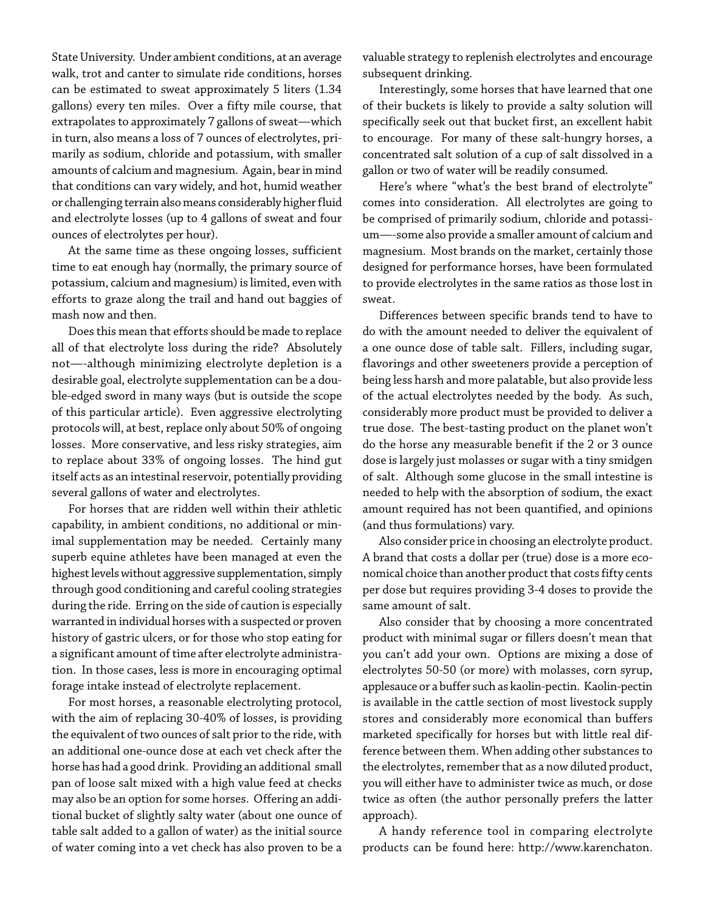State University. Under ambient conditions, at an average walk, trot and canter to simulate ride conditions, horses can be estimated to sweat approximately 5 liters (1.34 gallons) every ten miles. Over a fifty mile course, that extrapolates to approximately 7 gallons of sweat—which in turn, also means a loss of 7 ounces of electrolytes, primarily as sodium, chloride and potassium, with smaller amounts of calcium and magnesium. Again, bear in mind that conditions can vary widely, and hot, humid weather or challenging terrain also means considerably higher fluid and electrolyte losses (up to 4 gallons of sweat and four ounces of electrolytes per hour).

At the same time as these ongoing losses, sufficient time to eat enough hay (normally, the primary source of potassium, calcium and magnesium) is limited, even with efforts to graze along the trail and hand out baggies of mash now and then.

Does this mean that efforts should be made to replace all of that electrolyte loss during the ride? Absolutely not—-although minimizing electrolyte depletion is a desirable goal, electrolyte supplementation can be a double-edged sword in many ways (but is outside the scope of this particular article). Even aggressive electrolyting protocols will, at best, replace only about 50% of ongoing losses. More conservative, and less risky strategies, aim to replace about 33% of ongoing losses. The hind gut itself acts as an intestinal reservoir, potentially providing several gallons of water and electrolytes.

For horses that are ridden well within their athletic capability, in ambient conditions, no additional or minimal supplementation may be needed. Certainly many superb equine athletes have been managed at even the highest levels without aggressive supplementation, simply through good conditioning and careful cooling strategies during the ride. Erring on the side of caution is especially warranted in individual horses with a suspected or proven history of gastric ulcers, or for those who stop eating for a significant amount of time after electrolyte administration. In those cases, less is more in encouraging optimal forage intake instead of electrolyte replacement.

For most horses, a reasonable electrolyting protocol, with the aim of replacing 30-40% of losses, is providing the equivalent of two ounces of salt prior to the ride, with an additional one-ounce dose at each vet check after the horse has had a good drink. Providing an additional small pan of loose salt mixed with a high value feed at checks may also be an option for some horses. Offering an additional bucket of slightly salty water (about one ounce of table salt added to a gallon of water) as the initial source of water coming into a vet check has also proven to be a valuable strategy to replenish electrolytes and encourage subsequent drinking.

Interestingly, some horses that have learned that one of their buckets is likely to provide a salty solution will specifically seek out that bucket first, an excellent habit to encourage. For many of these salt-hungry horses, a concentrated salt solution of a cup of salt dissolved in a gallon or two of water will be readily consumed.

Here's where "what's the best brand of electrolyte" comes into consideration. All electrolytes are going to be comprised of primarily sodium, chloride and potassium—-some also provide a smaller amount of calcium and magnesium. Most brands on the market, certainly those designed for performance horses, have been formulated to provide electrolytes in the same ratios as those lost in sweat.

Differences between specific brands tend to have to do with the amount needed to deliver the equivalent of a one ounce dose of table salt. Fillers, including sugar, flavorings and other sweeteners provide a perception of being less harsh and more palatable, but also provide less of the actual electrolytes needed by the body. As such, considerably more product must be provided to deliver a true dose. The best-tasting product on the planet won't do the horse any measurable benefit if the 2 or 3 ounce dose is largely just molasses or sugar with a tiny smidgen of salt. Although some glucose in the small intestine is needed to help with the absorption of sodium, the exact amount required has not been quantified, and opinions (and thus formulations) vary.

Also consider price in choosing an electrolyte product. A brand that costs a dollar per (true) dose is a more economical choice than another product that costs fifty cents per dose but requires providing 3-4 doses to provide the same amount of salt.

Also consider that by choosing a more concentrated product with minimal sugar or fillers doesn't mean that you can't add your own. Options are mixing a dose of electrolytes 50-50 (or more) with molasses, corn syrup, applesauce or a buffer such as kaolin-pectin. Kaolin-pectin is available in the cattle section of most livestock supply stores and considerably more economical than buffers marketed specifically for horses but with little real difference between them. When adding other substances to the electrolytes, remember that as a now diluted product, you will either have to administer twice as much, or dose twice as often (the author personally prefers the latter approach).

A handy reference tool in comparing electrolyte products can be found here: http://www.karenchaton.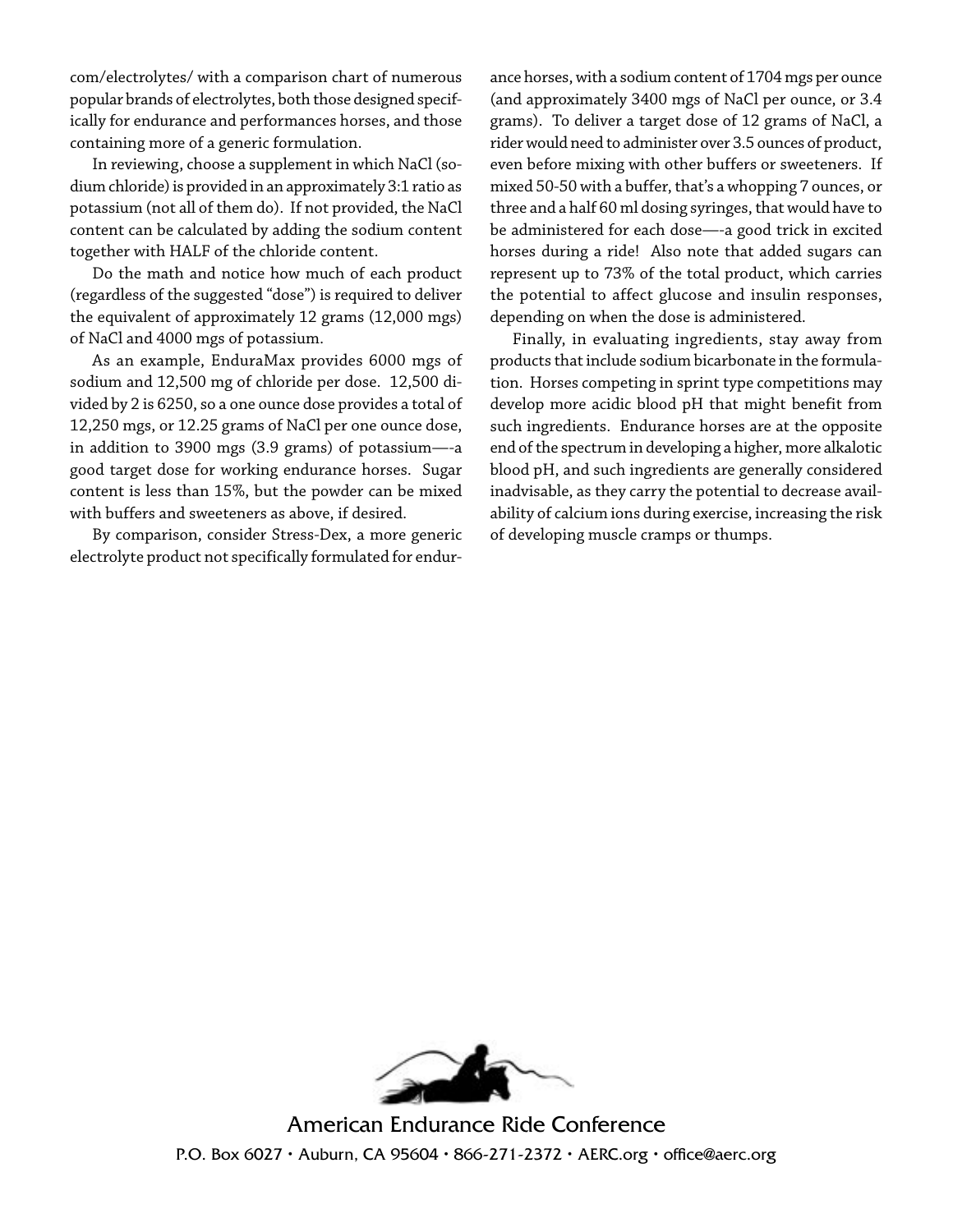com/electrolytes/ with a comparison chart of numerous popular brands of electrolytes, both those designed specifically for endurance and performances horses, and those containing more of a generic formulation.

In reviewing, choose a supplement in which NaCl (sodium chloride) is provided in an approximately 3:1 ratio as potassium (not all of them do). If not provided, the NaCl content can be calculated by adding the sodium content together with HALF of the chloride content.

Do the math and notice how much of each product (regardless of the suggested "dose") is required to deliver the equivalent of approximately 12 grams (12,000 mgs) of NaCl and 4000 mgs of potassium.

As an example, EnduraMax provides 6000 mgs of sodium and 12,500 mg of chloride per dose. 12,500 divided by 2 is 6250, so a one ounce dose provides a total of 12,250 mgs, or 12.25 grams of NaCl per one ounce dose, in addition to 3900 mgs (3.9 grams) of potassium—-a good target dose for working endurance horses. Sugar content is less than 15%, but the powder can be mixed with buffers and sweeteners as above, if desired.

By comparison, consider Stress-Dex, a more generic electrolyte product not specifically formulated for endurance horses, with a sodium content of 1704 mgs per ounce (and approximately 3400 mgs of NaCl per ounce, or 3.4 grams). To deliver a target dose of 12 grams of NaCl, a rider would need to administer over 3.5 ounces of product, even before mixing with other buffers or sweeteners. If mixed 50-50 with a buffer, that's a whopping 7 ounces, or three and a half 60 ml dosing syringes, that would have to be administered for each dose—-a good trick in excited horses during a ride! Also note that added sugars can represent up to 73% of the total product, which carries the potential to affect glucose and insulin responses, depending on when the dose is administered.

Finally, in evaluating ingredients, stay away from products that include sodium bicarbonate in the formulation. Horses competing in sprint type competitions may develop more acidic blood pH that might benefit from such ingredients. Endurance horses are at the opposite end of the spectrum in developing a higher, more alkalotic blood pH, and such ingredients are generally considered inadvisable, as they carry the potential to decrease availability of calcium ions during exercise, increasing the risk of developing muscle cramps or thumps.

American Endurance Ride Conference

P.O. Box 6027 • Auburn, CA 95604 • 866-271-2372 • AERC.org • office@aerc.org